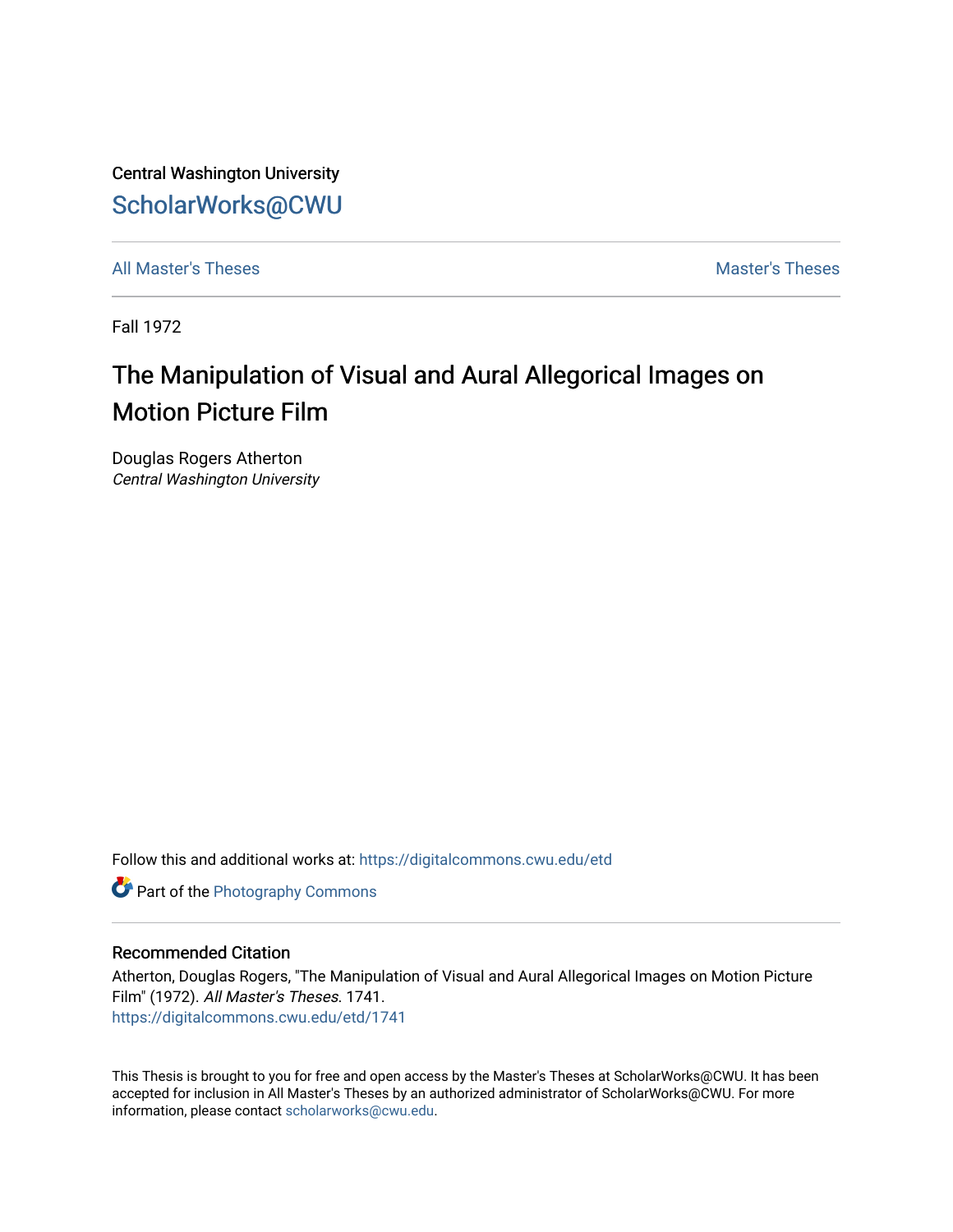Central Washington University

ScholarWorks@CWU

All Master's Theses | Master's Theses

Fall 1972

# The Manipulation of Visual and Aural Allegorical Images on Motion Picture Film

Douglas Rogers Atherton
*Central Washington University*

Follow this and additional works at: https://digitalcommons.cwu.edu/etd

Part of the Photography Commons

## Recommended Citation

Atherton, Douglas Rogers, "The Manipulation of Visual and Aural Allegorical Images on Motion Picture Film" (1972). *All Master's Theses*. 1741.
https://digitalcommons.cwu.edu/etd/1741

This Thesis is brought to you for free and open access by the Master's Theses at ScholarWorks@CWU. It has been accepted for inclusion in All Master's Theses by an authorized administrator of ScholarWorks@CWU. For more information, please contact scholarworks@cwu.edu.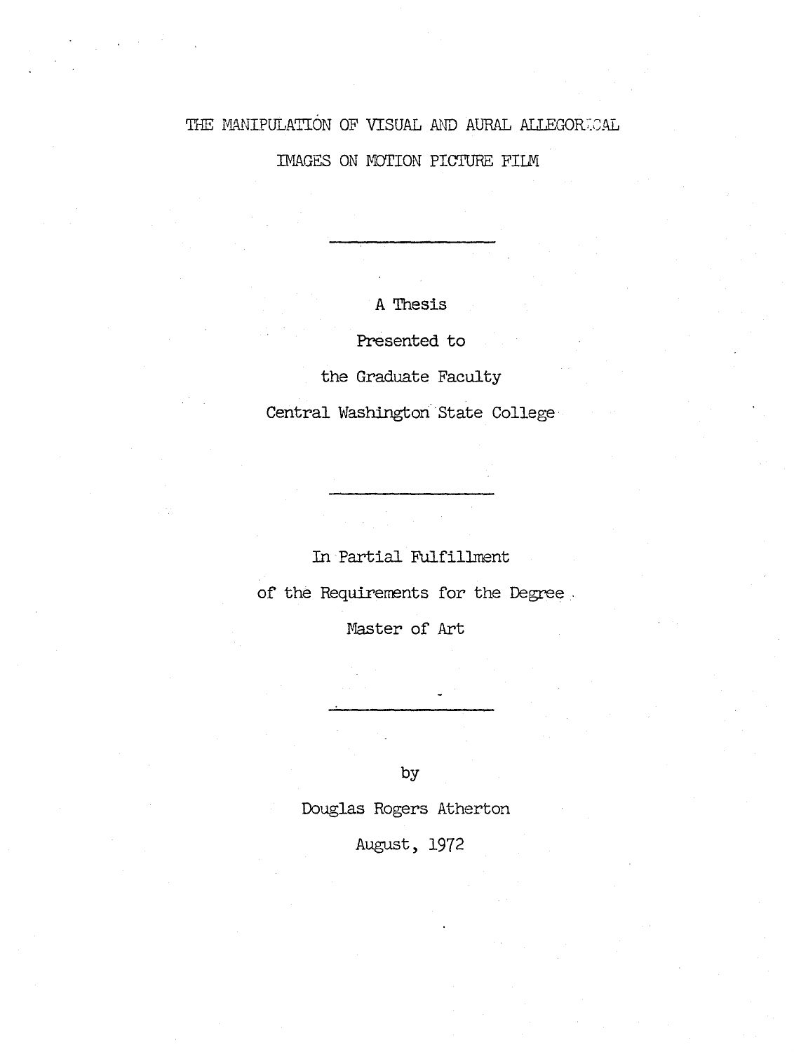# THE MANIPULATION OF VISUAL AND AURAL ALLEGORICAL IMAGES ON MOTION PICTURE FILM

---

A Thesis

Presented to

the Graduate Faculty

Central Washington State College

---

In Partial Fulfillment

of the Requirements for the Degree

Master of Art

---

by

Douglas Rogers Atherton

August, 1972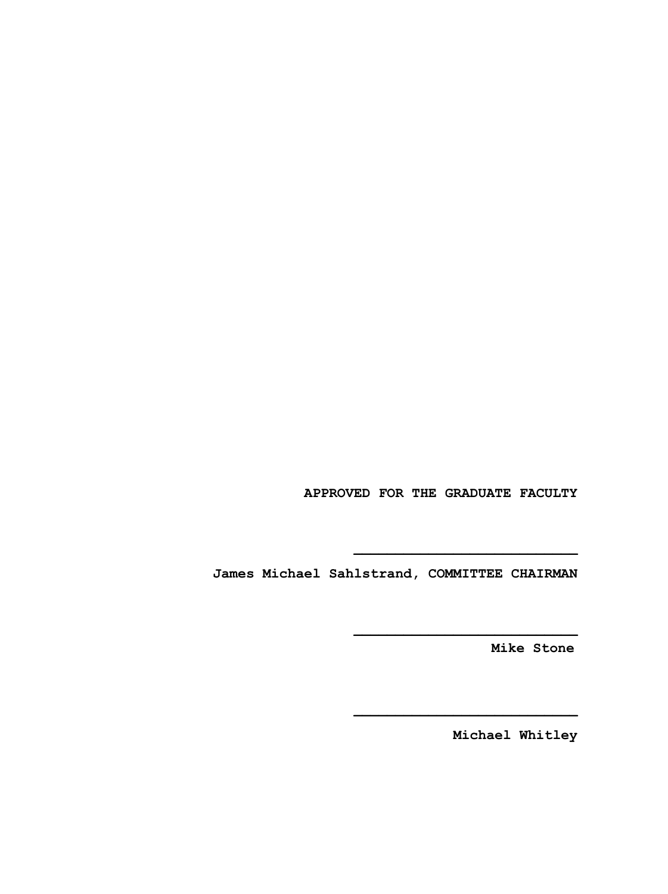**APPROVED FOR THE GRADUATE FACULTY**

\_\_\_\_\_\_\_\_\_\_\_\_\_\_\_\_\_\_\_\_\_\_\_\_\_\_\_

**James Michael Sahlstrand, COMMITTEE CHAIRMAN**

\_\_\_\_\_\_\_\_\_\_\_\_\_\_\_\_\_\_\_\_\_\_\_\_\_\_\_

**Mike Stone**

\_\_\_\_\_\_\_\_\_\_\_\_\_\_\_\_\_\_\_\_\_\_\_\_\_\_\_

**Michael Whitley**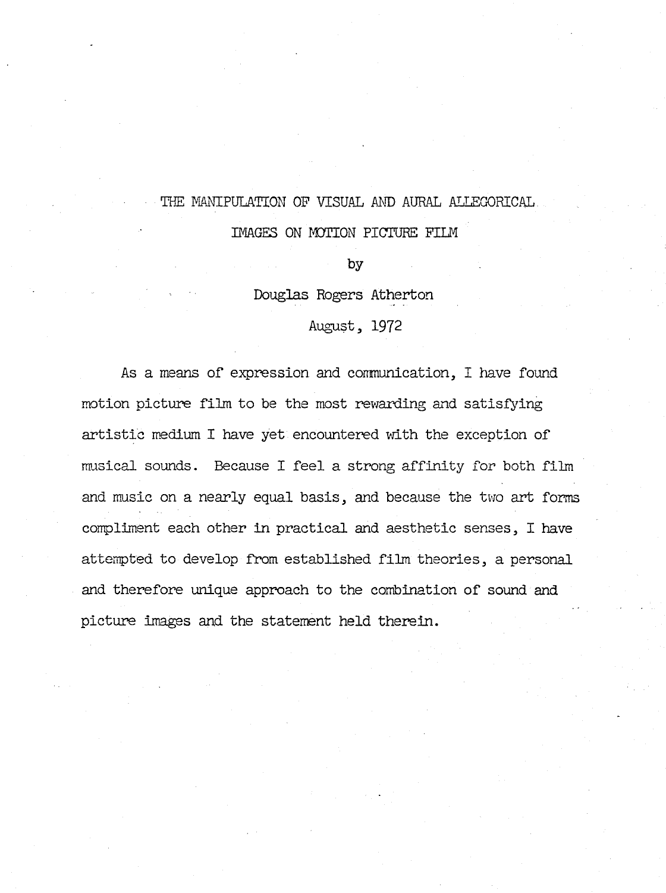# THE MANIPULATION OF VISUAL AND AURAL ALLEGORICAL IMAGES ON MOTION PICTURE FILM

by

Douglas Rogers Atherton

August, 1972

As a means of expression and communication, I have found motion picture film to be the most rewarding and satisfying artistic medium I have yet encountered with the exception of musical sounds. Because I feel a strong affinity for both film and music on a nearly equal basis, and because the two art forms compliment each other in practical and aesthetic senses, I have attempted to develop from established film theories, a personal and therefore unique approach to the combination of sound and picture images and the statement held therein.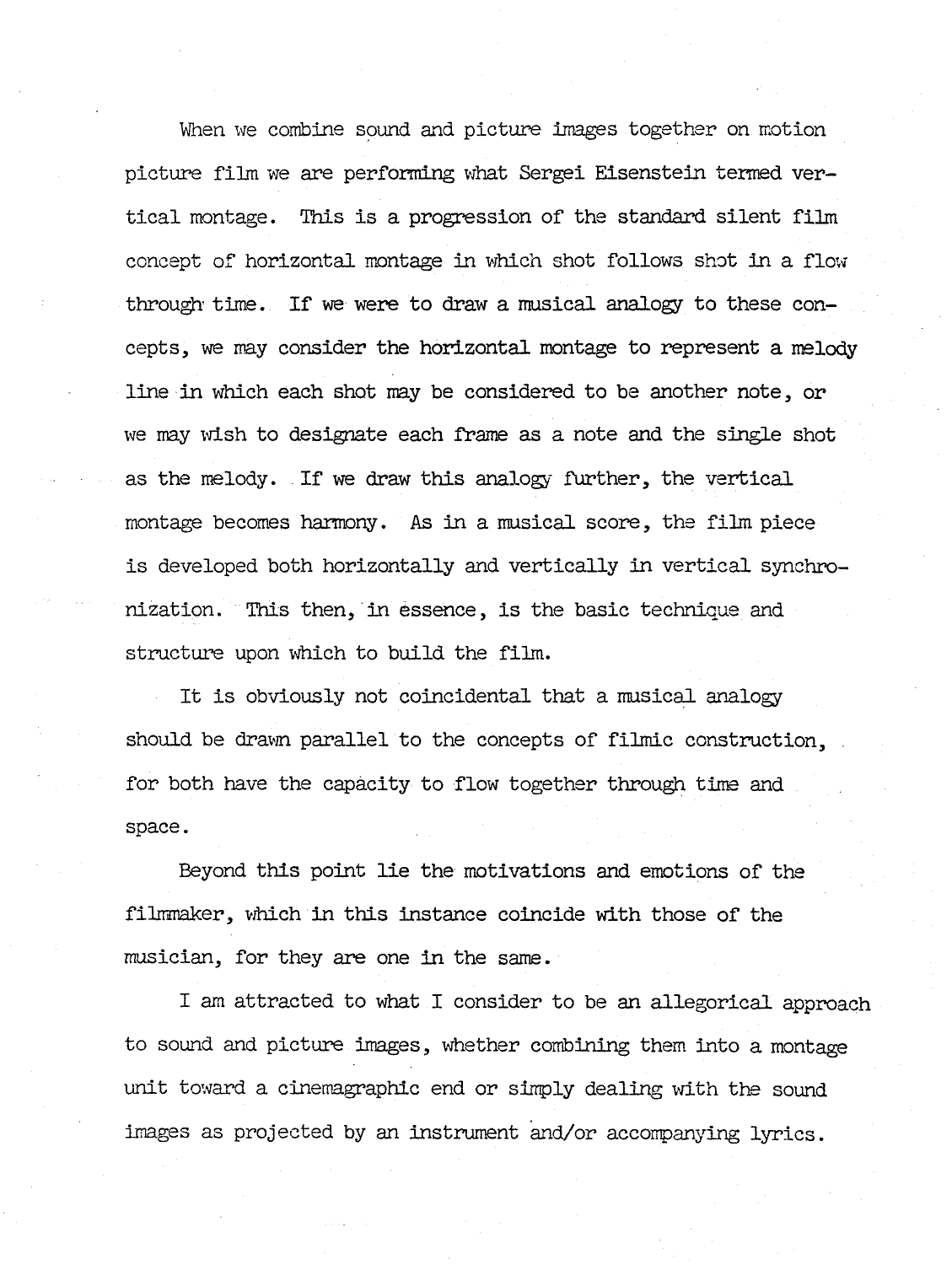When we combine sound and picture images together on motion picture film we are performing what Sergei Eisenstein termed vertical montage. This is a progression of the standard silent film concept of horizontal montage in which shot follows shot in a flow through time. If we were to draw a musical analogy to these concepts, we may consider the horizontal montage to represent a melody line in which each shot may be considered to be another note, or we may wish to designate each frame as a note and the single shot as the melody. If we draw this analogy further, the vertical montage becomes harmony. As in a musical score, the film piece is developed both horizontally and vertically in vertical synchronization. This then, in essence, is the basic technique and structure upon which to build the film.

It is obviously not coincidental that a musical analogy should be drawn parallel to the concepts of filmic construction, for both have the capacity to flow together through time and space.

Beyond this point lie the motivations and emotions of the filmmaker, which in this instance coincide with those of the musician, for they are one in the same.

I am attracted to what I consider to be an allegorical approach to sound and picture images, whether combining them into a montage unit toward a cinemagraphic end or simply dealing with the sound images as projected by an instrument and/or accompanying lyrics.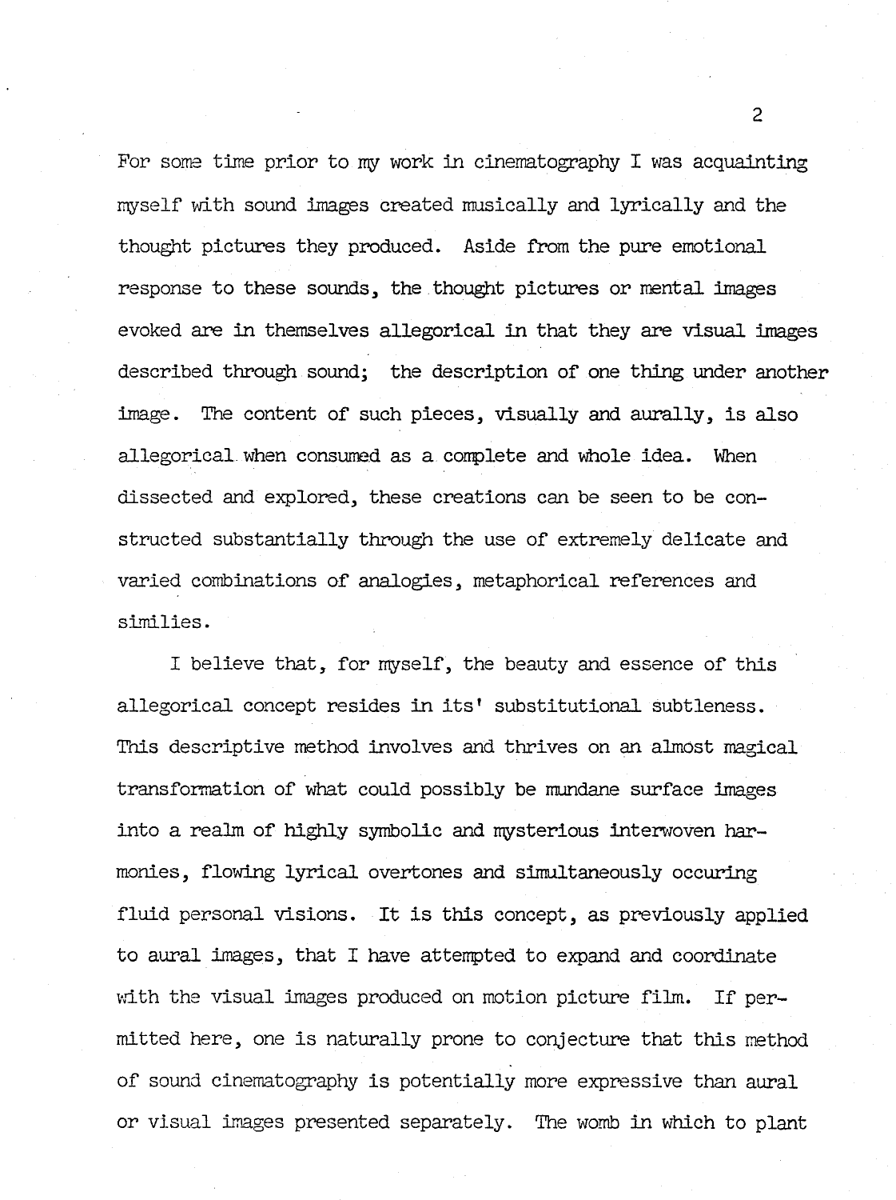For some time prior to my work in cinematography I was acquainting myself with sound images created musically and lyrically and the thought pictures they produced. Aside from the pure emotional response to these sounds, the thought pictures or mental images evoked are in themselves allegorical in that they are visual images described through sound; the description of one thing under another image. The content of such pieces, visually and aurally, is also allegorical when consumed as a complete and whole idea. When dissected and explored, these creations can be seen to be constructed substantially through the use of extremely delicate and varied combinations of analogies, metaphorical references and similies.

I believe that, for myself, the beauty and essence of this allegorical concept resides in its' substitutional subtleness. This descriptive method involves and thrives on an almost magical transformation of what could possibly be mundane surface images into a realm of highly symbolic and mysterious interwoven harmonies, flowing lyrical overtones and simultaneously occuring fluid personal visions. It is this concept, as previously applied to aural images, that I have attempted to expand and coordinate with the visual images produced on motion picture film. If permitted here, one is naturally prone to conjecture that this method of sound cinematography is potentially more expressive than aural or visual images presented separately. The womb in which to plant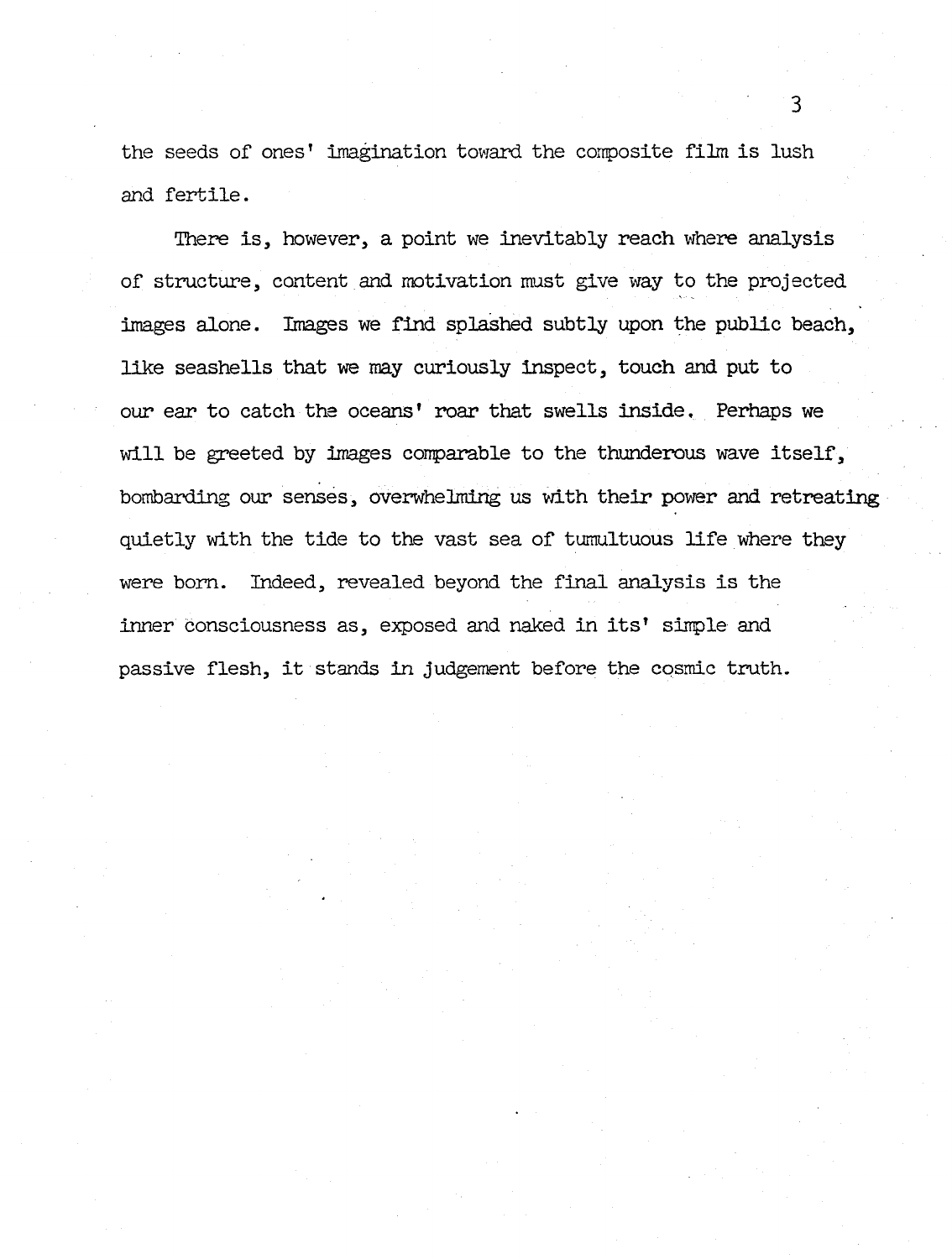the seeds of ones' imagination toward the composite film is lush and fertile.

There is, however, a point we inevitably reach where analysis of structure, content and motivation must give way to the projected images alone. Images we find splashed subtly upon the public beach, like seashells that we may curiously inspect, touch and put to our ear to catch the oceans' roar that swells inside. Perhaps we will be greeted by images comparable to the thunderous wave itself, bombarding our senses, overwhelming us with their power and retreating quietly with the tide to the vast sea of tumultuous life where they were born. Indeed, revealed beyond the final analysis is the inner consciousness as, exposed and naked in its' simple and passive flesh, it stands in judgement before the cosmic truth.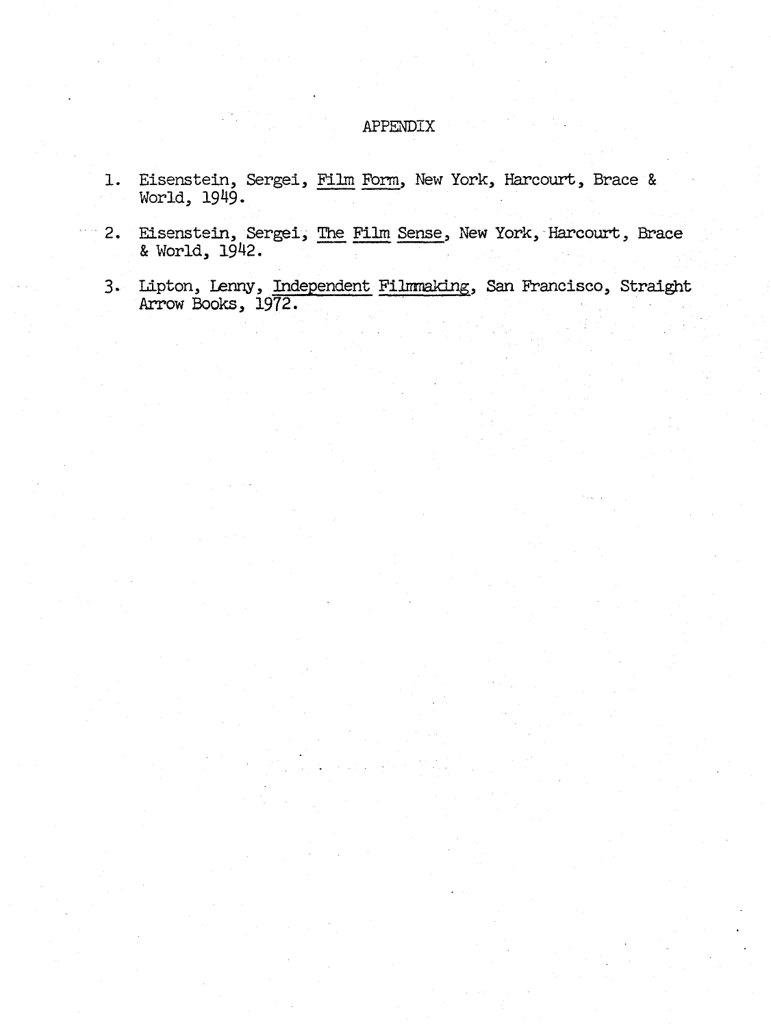# APPENDIX

1. Eisenstein, Sergei, Film Form, New York, Harcourt, Brace & World, 1949.

2. Eisenstein, Sergei, The Film Sense, New York, Harcourt, Brace & World, 1942.

3. Lipton, Lenny, Independent Filmmaking, San Francisco, Straight Arrow Books, 1972.